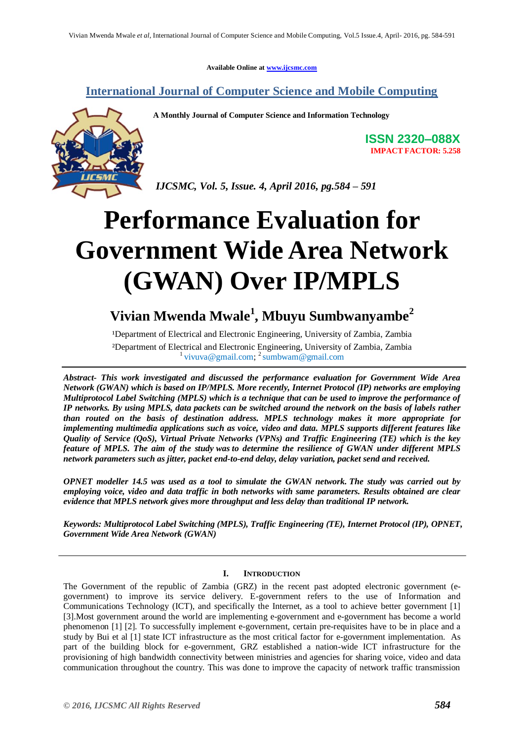Available Online at www.ijcsmc.com

**International Journal of Computer Science and Mobile Computing**

**A Monthly Journal of Computer Science and Information Technology**

**ISSN 2320–088X**
**IMPACT FACTOR: 5.258**

*IJCSMC, Vol. 5, Issue. 4, April 2016, pg.584 – 591*

# Performance Evaluation for Government Wide Area Network (GWAN) Over IP/MPLS

## Vivian Mwenda Mwale[1], Mbuyu Sumbwanyambe[2]

[1]Department of Electrical and Electronic Engineering, University of Zambia, Zambia
[2]Department of Electrical and Electronic Engineering, University of Zambia, Zambia
[1] vivuva@gmail.com; [2] sumbwam@gmail.com

***Abstract-** This work investigated and discussed the performance evaluation for Government Wide Area Network (GWAN) which is based on IP/MPLS. More recently, Internet Protocol (IP) networks are employing Multiprotocol Label Switching (MPLS) which is a technique that can be used to improve the performance of IP networks. By using MPLS, data packets can be switched around the network on the basis of labels rather than routed on the basis of destination address. MPLS technology makes it more appropriate for implementing multimedia applications such as voice, video and data. MPLS supports different features like Quality of Service (QoS), Virtual Private Networks (VPNs) and Traffic Engineering (TE) which is the key feature of MPLS. The aim of the study was to determine the resilience of GWAN under different MPLS network parameters such as jitter, packet end-to-end delay, delay variation, packet send and received.*

***OPNET modeller 14.5 was used as a tool to simulate the GWAN network. The study was carried out by employing voice, video and data traffic in both networks with same parameters. Results obtained are clear evidence that MPLS network gives more throughput and less delay than traditional IP network.***

***Keywords: Multiprotocol Label Switching (MPLS), Traffic Engineering (TE), Internet Protocol (IP), OPNET, Government Wide Area Network (GWAN)***

### I. INTRODUCTION

The Government of the republic of Zambia (GRZ) in the recent past adopted electronic government (e-government) to improve its service delivery. E-government refers to the use of Information and Communications Technology (ICT), and specifically the Internet, as a tool to achieve better government [1] [3].Most government around the world are implementing e-government and e-government has become a world phenomenon [1] [2]. To successfully implement e-government, certain pre-requisites have to be in place and a study by Bui et al [1] state ICT infrastructure as the most critical factor for e-government implementation. As part of the building block for e-government, GRZ established a nation-wide ICT infrastructure for the provisioning of high bandwidth connectivity between ministries and agencies for sharing voice, video and data communication throughout the country. This was done to improve the capacity of network traffic transmission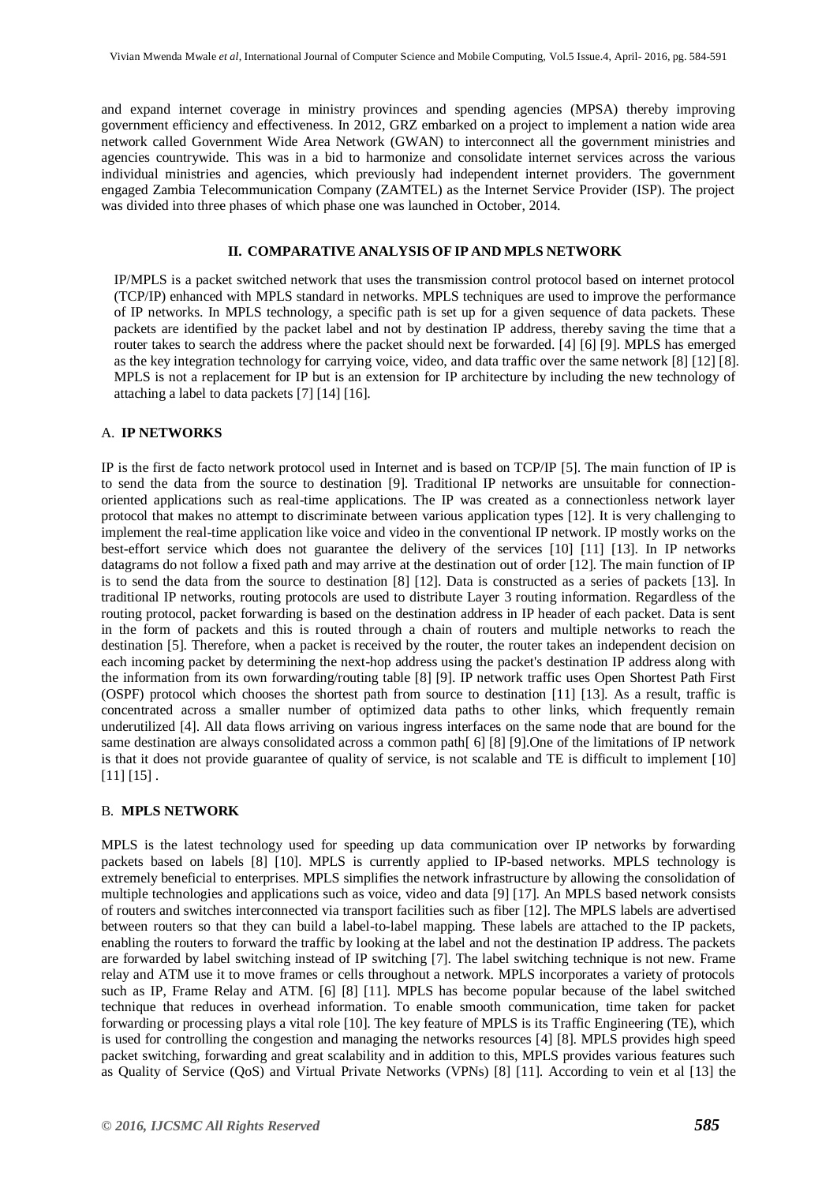and expand internet coverage in ministry provinces and spending agencies (MPSA) thereby improving government efficiency and effectiveness. In 2012, GRZ embarked on a project to implement a nation wide area network called Government Wide Area Network (GWAN) to interconnect all the government ministries and agencies countrywide. This was in a bid to harmonize and consolidate internet services across the various individual ministries and agencies, which previously had independent internet providers. The government engaged Zambia Telecommunication Company (ZAMTEL) as the Internet Service Provider (ISP). The project was divided into three phases of which phase one was launched in October, 2014.

## II. COMPARATIVE ANALYSIS OF IP AND MPLS NETWORK

IP/MPLS is a packet switched network that uses the transmission control protocol based on internet protocol (TCP/IP) enhanced with MPLS standard in networks. MPLS techniques are used to improve the performance of IP networks. In MPLS technology, a specific path is set up for a given sequence of data packets. These packets are identified by the packet label and not by destination IP address, thereby saving the time that a router takes to search the address where the packet should next be forwarded. [4] [6] [9]. MPLS has emerged as the key integration technology for carrying voice, video, and data traffic over the same network [8] [12] [8]. MPLS is not a replacement for IP but is an extension for IP architecture by including the new technology of attaching a label to data packets [7] [14] [16].

### A. IP NETWORKS

IP is the first de facto network protocol used in Internet and is based on TCP/IP [5]. The main function of IP is to send the data from the source to destination [9]. Traditional IP networks are unsuitable for connection-oriented applications such as real-time applications. The IP was created as a connectionless network layer protocol that makes no attempt to discriminate between various application types [12]. It is very challenging to implement the real-time application like voice and video in the conventional IP network. IP mostly works on the best-effort service which does not guarantee the delivery of the services [10] [11] [13]. In IP networks datagrams do not follow a fixed path and may arrive at the destination out of order [12]. The main function of IP is to send the data from the source to destination [8] [12]. Data is constructed as a series of packets [13]. In traditional IP networks, routing protocols are used to distribute Layer 3 routing information. Regardless of the routing protocol, packet forwarding is based on the destination address in IP header of each packet. Data is sent in the form of packets and this is routed through a chain of routers and multiple networks to reach the destination [5]. Therefore, when a packet is received by the router, the router takes an independent decision on each incoming packet by determining the next-hop address using the packet's destination IP address along with the information from its own forwarding/routing table [8] [9]. IP network traffic uses Open Shortest Path First (OSPF) protocol which chooses the shortest path from source to destination [11] [13]. As a result, traffic is concentrated across a smaller number of optimized data paths to other links, which frequently remain underutilized [4]. All data flows arriving on various ingress interfaces on the same node that are bound for the same destination are always consolidated across a common path[ 6] [8] [9].One of the limitations of IP network is that it does not provide guarantee of quality of service, is not scalable and TE is difficult to implement [10] [11] [15] .

### B. MPLS NETWORK

MPLS is the latest technology used for speeding up data communication over IP networks by forwarding packets based on labels [8] [10]. MPLS is currently applied to IP-based networks. MPLS technology is extremely beneficial to enterprises. MPLS simplifies the network infrastructure by allowing the consolidation of multiple technologies and applications such as voice, video and data [9] [17]. An MPLS based network consists of routers and switches interconnected via transport facilities such as fiber [12]. The MPLS labels are advertised between routers so that they can build a label-to-label mapping. These labels are attached to the IP packets, enabling the routers to forward the traffic by looking at the label and not the destination IP address. The packets are forwarded by label switching instead of IP switching [7]. The label switching technique is not new. Frame relay and ATM use it to move frames or cells throughout a network. MPLS incorporates a variety of protocols such as IP, Frame Relay and ATM. [6] [8] [11]. MPLS has become popular because of the label switched technique that reduces in overhead information. To enable smooth communication, time taken for packet forwarding or processing plays a vital role [10]. The key feature of MPLS is its Traffic Engineering (TE), which is used for controlling the congestion and managing the networks resources [4] [8]. MPLS provides high speed packet switching, forwarding and great scalability and in addition to this, MPLS provides various features such as Quality of Service (QoS) and Virtual Private Networks (VPNs) [8] [11]. According to vein et al [13] the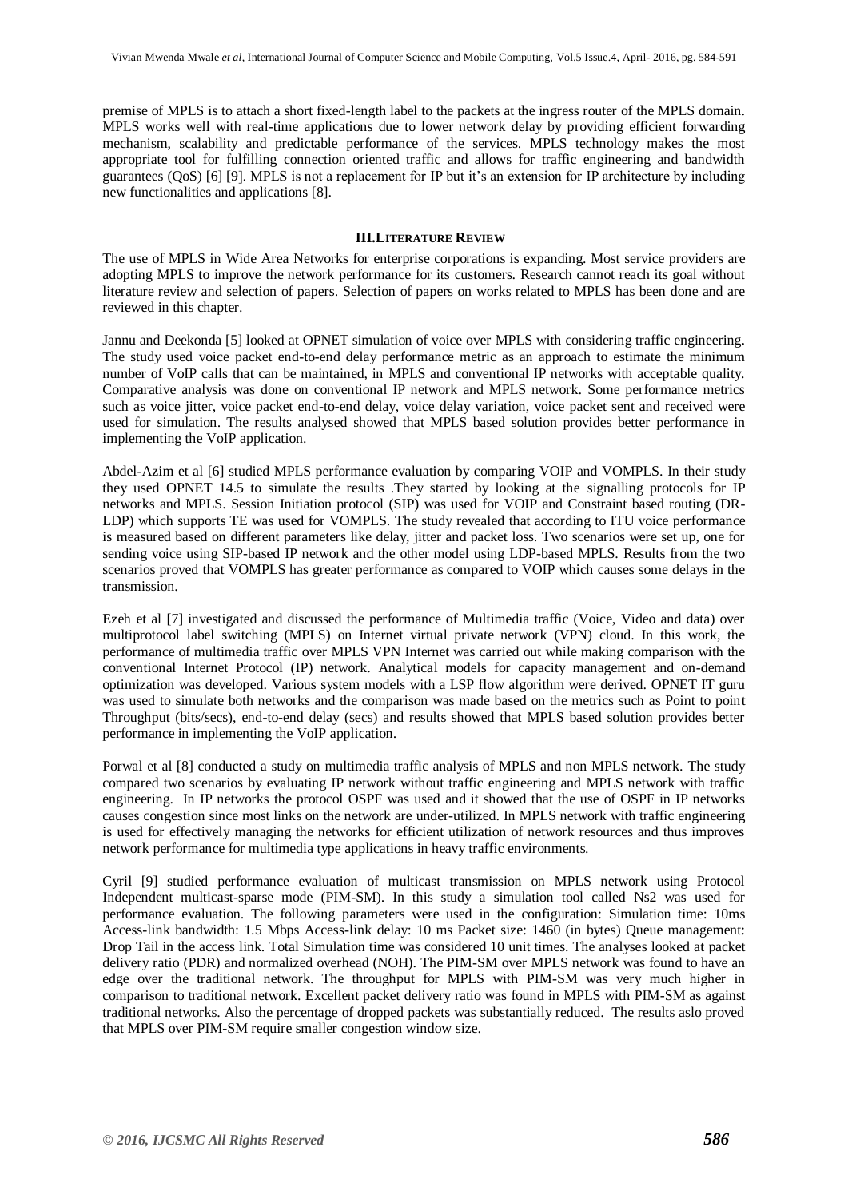premise of MPLS is to attach a short fixed-length label to the packets at the ingress router of the MPLS domain. MPLS works well with real-time applications due to lower network delay by providing efficient forwarding mechanism, scalability and predictable performance of the services. MPLS technology makes the most appropriate tool for fulfilling connection oriented traffic and allows for traffic engineering and bandwidth guarantees (QoS) [6] [9]. MPLS is not a replacement for IP but it's an extension for IP architecture by including new functionalities and applications [8].

## III. Literature Review

The use of MPLS in Wide Area Networks for enterprise corporations is expanding. Most service providers are adopting MPLS to improve the network performance for its customers. Research cannot reach its goal without literature review and selection of papers. Selection of papers on works related to MPLS has been done and are reviewed in this chapter.

Jannu and Deekonda [5] looked at OPNET simulation of voice over MPLS with considering traffic engineering. The study used voice packet end-to-end delay performance metric as an approach to estimate the minimum number of VoIP calls that can be maintained, in MPLS and conventional IP networks with acceptable quality. Comparative analysis was done on conventional IP network and MPLS network. Some performance metrics such as voice jitter, voice packet end-to-end delay, voice delay variation, voice packet sent and received were used for simulation. The results analysed showed that MPLS based solution provides better performance in implementing the VoIP application.

Abdel-Azim et al [6] studied MPLS performance evaluation by comparing VOIP and VOMPLS. In their study they used OPNET 14.5 to simulate the results .They started by looking at the signalling protocols for IP networks and MPLS. Session Initiation protocol (SIP) was used for VOIP and Constraint based routing (DR-LDP) which supports TE was used for VOMPLS. The study revealed that according to ITU voice performance is measured based on different parameters like delay, jitter and packet loss. Two scenarios were set up, one for sending voice using SIP-based IP network and the other model using LDP-based MPLS. Results from the two scenarios proved that VOMPLS has greater performance as compared to VOIP which causes some delays in the transmission.

Ezeh et al [7] investigated and discussed the performance of Multimedia traffic (Voice, Video and data) over multiprotocol label switching (MPLS) on Internet virtual private network (VPN) cloud. In this work, the performance of multimedia traffic over MPLS VPN Internet was carried out while making comparison with the conventional Internet Protocol (IP) network. Analytical models for capacity management and on-demand optimization was developed. Various system models with a LSP flow algorithm were derived. OPNET IT guru was used to simulate both networks and the comparison was made based on the metrics such as Point to point Throughput (bits/secs), end-to-end delay (secs) and results showed that MPLS based solution provides better performance in implementing the VoIP application.

Porwal et al [8] conducted a study on multimedia traffic analysis of MPLS and non MPLS network. The study compared two scenarios by evaluating IP network without traffic engineering and MPLS network with traffic engineering. In IP networks the protocol OSPF was used and it showed that the use of OSPF in IP networks causes congestion since most links on the network are under-utilized. In MPLS network with traffic engineering is used for effectively managing the networks for efficient utilization of network resources and thus improves network performance for multimedia type applications in heavy traffic environments.

Cyril [9] studied performance evaluation of multicast transmission on MPLS network using Protocol Independent multicast-sparse mode (PIM-SM). In this study a simulation tool called Ns2 was used for performance evaluation. The following parameters were used in the configuration: Simulation time: 10ms Access-link bandwidth: 1.5 Mbps Access-link delay: 10 ms Packet size: 1460 (in bytes) Queue management: Drop Tail in the access link. Total Simulation time was considered 10 unit times. The analyses looked at packet delivery ratio (PDR) and normalized overhead (NOH). The PIM-SM over MPLS network was found to have an edge over the traditional network. The throughput for MPLS with PIM-SM was very much higher in comparison to traditional network. Excellent packet delivery ratio was found in MPLS with PIM-SM as against traditional networks. Also the percentage of dropped packets was substantially reduced. The results aslo proved that MPLS over PIM-SM require smaller congestion window size.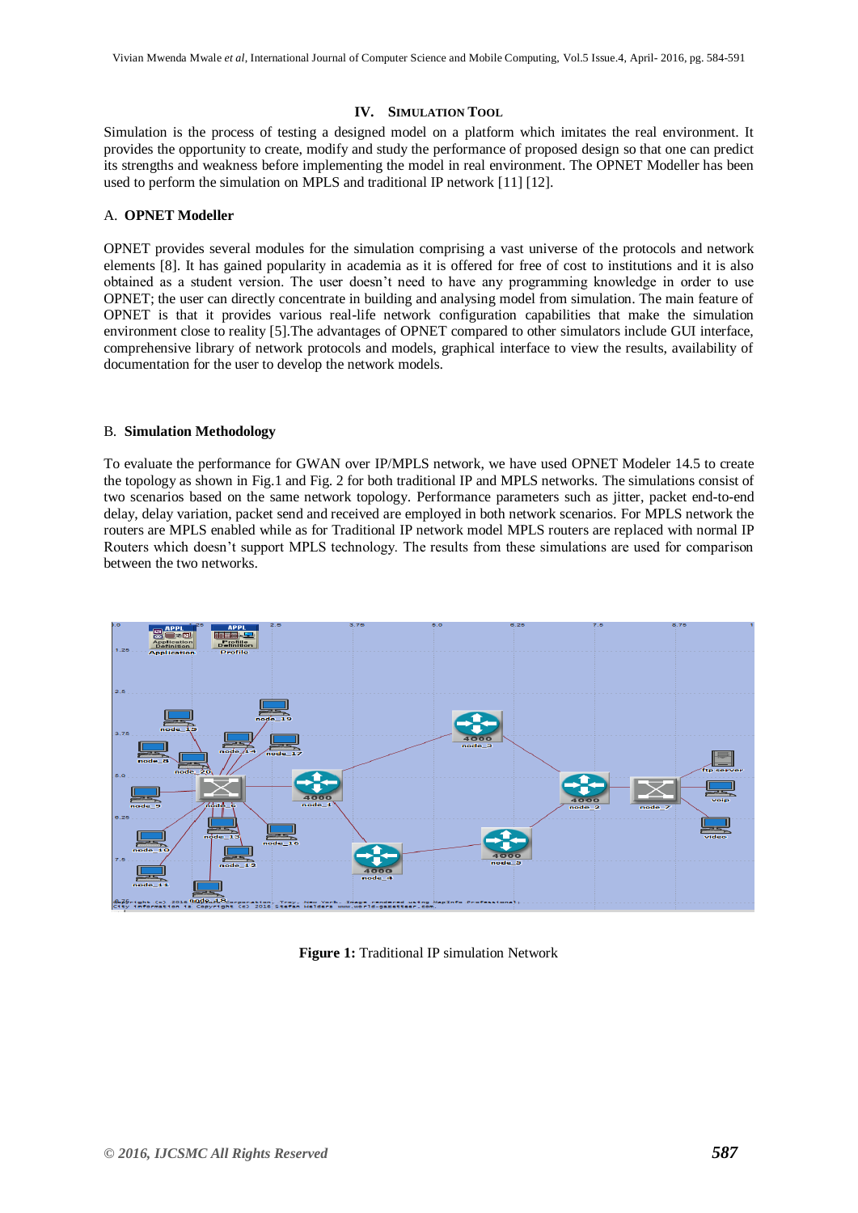## IV. SIMULATION TOOL

Simulation is the process of testing a designed model on a platform which imitates the real environment. It provides the opportunity to create, modify and study the performance of proposed design so that one can predict its strengths and weakness before implementing the model in real environment. The OPNET Modeller has been used to perform the simulation on MPLS and traditional IP network [11] [12].

### A. OPNET Modeller

OPNET provides several modules for the simulation comprising a vast universe of the protocols and network elements [8]. It has gained popularity in academia as it is offered for free of cost to institutions and it is also obtained as a student version. The user doesn't need to have any programming knowledge in order to use OPNET; the user can directly concentrate in building and analysing model from simulation. The main feature of OPNET is that it provides various real-life network configuration capabilities that make the simulation environment close to reality [5].The advantages of OPNET compared to other simulators include GUI interface, comprehensive library of network protocols and models, graphical interface to view the results, availability of documentation for the user to develop the network models.

### B. Simulation Methodology

To evaluate the performance for GWAN over IP/MPLS network, we have used OPNET Modeler 14.5 to create the topology as shown in Fig.1 and Fig. 2 for both traditional IP and MPLS networks. The simulations consist of two scenarios based on the same network topology. Performance parameters such as jitter, packet end-to-end delay, delay variation, packet send and received are employed in both network scenarios. For MPLS network the routers are MPLS enabled while as for Traditional IP network model MPLS routers are replaced with normal IP Routers which doesn't support MPLS technology. The results from these simulations are used for comparison between the two networks.

**Figure 1:** Traditional IP simulation Network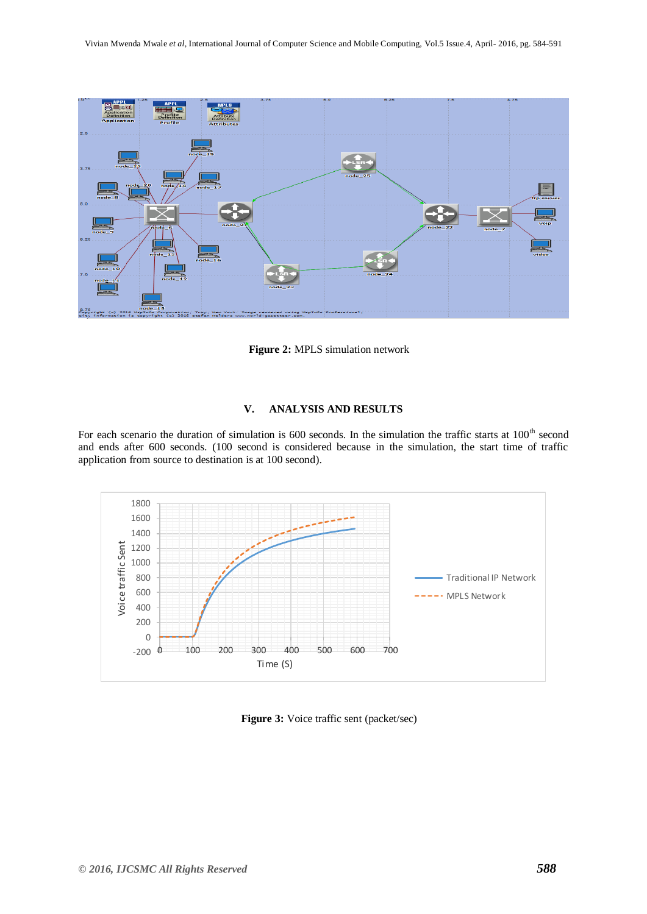**Figure 2:** MPLS simulation network

## V. ANALYSIS AND RESULTS

For each scenario the duration of simulation is 600 seconds. In the simulation the traffic starts at 100[th] second and ends after 600 seconds. (100 second is considered because in the simulation, the start time of traffic application from source to destination is at 100 second).

**Figure 3:** Voice traffic sent (packet/sec)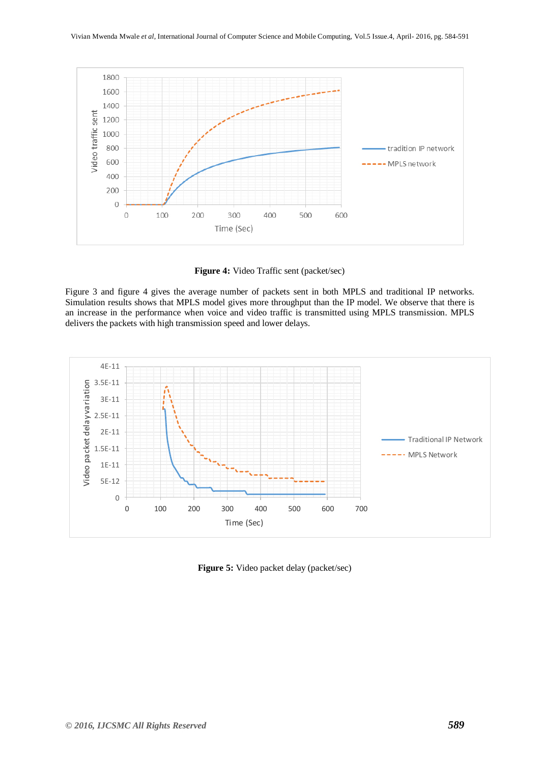**Figure 4:** Video Traffic sent (packet/sec)

Figure 3 and figure 4 gives the average number of packets sent in both MPLS and traditional IP networks. Simulation results shows that MPLS model gives more throughput than the IP model. We observe that there is an increase in the performance when voice and video traffic is transmitted using MPLS transmission. MPLS delivers the packets with high transmission speed and lower delays.

**Figure 5:** Video packet delay (packet/sec)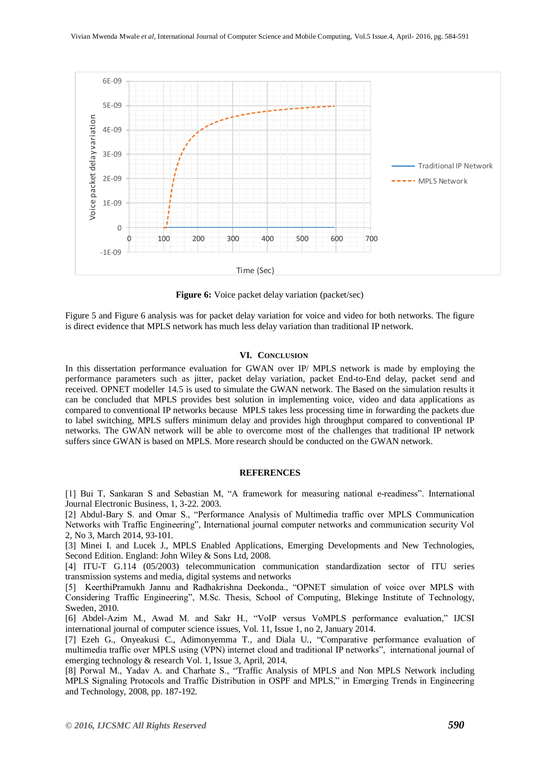**Figure 6:** Voice packet delay variation (packet/sec)

Figure 5 and Figure 6 analysis was for packet delay variation for voice and video for both networks. The figure is direct evidence that MPLS network has much less delay variation than traditional IP network.

## VI. Conclusion

In this dissertation performance evaluation for GWAN over IP/ MPLS network is made by employing the performance parameters such as jitter, packet delay variation, packet End-to-End delay, packet send and received. OPNET modeller 14.5 is used to simulate the GWAN network. The Based on the simulation results it can be concluded that MPLS provides best solution in implementing voice, video and data applications as compared to conventional IP networks because MPLS takes less processing time in forwarding the packets due to label switching, MPLS suffers minimum delay and provides high throughput compared to conventional IP networks. The GWAN network will be able to overcome most of the challenges that traditional IP network suffers since GWAN is based on MPLS. More research should be conducted on the GWAN network.

## REFERENCES

[1] Bui T, Sankaran S and Sebastian M, "A framework for measuring national e-readiness". International Journal Electronic Business, 1, 3-22. 2003.

[2] Abdul-Bary S. and Omar S., "Performance Analysis of Multimedia traffic over MPLS Communication Networks with Traffic Engineering", International journal computer networks and communication security Vol 2, No 3, March 2014, 93-101.

[3] Minei I. and Lucek J., MPLS Enabled Applications, Emerging Developments and New Technologies, Second Edition. England: John Wiley & Sons Ltd, 2008.

[4] ITU-T G.114 (05/2003) telecommunication communication standardization sector of ITU series transmission systems and media, digital systems and networks

[5] KeerthiPramukh Jannu and Radhakrishna Deekonda., "OPNET simulation of voice over MPLS with Considering Traffic Engineering", M.Sc. Thesis, School of Computing, Blekinge Institute of Technology, Sweden, 2010.

[6] Abdel-Azim M., Awad M. and Sakr H., "VoIP versus VoMPLS performance evaluation," IJCSI international journal of computer science issues, Vol. 11, Issue 1, no 2, January 2014.

[7] Ezeh G., Onyeakusi C., Adimonyemma T., and Diala U., "Comparative performance evaluation of multimedia traffic over MPLS using (VPN) internet cloud and traditional IP networks", international journal of emerging technology & research Vol. 1, Issue 3, April, 2014.

[8] Porwal M., Yadav A. and Charhate S., "Traffic Analysis of MPLS and Non MPLS Network including MPLS Signaling Protocols and Traffic Distribution in OSPF and MPLS," in Emerging Trends in Engineering and Technology, 2008, pp. 187-192.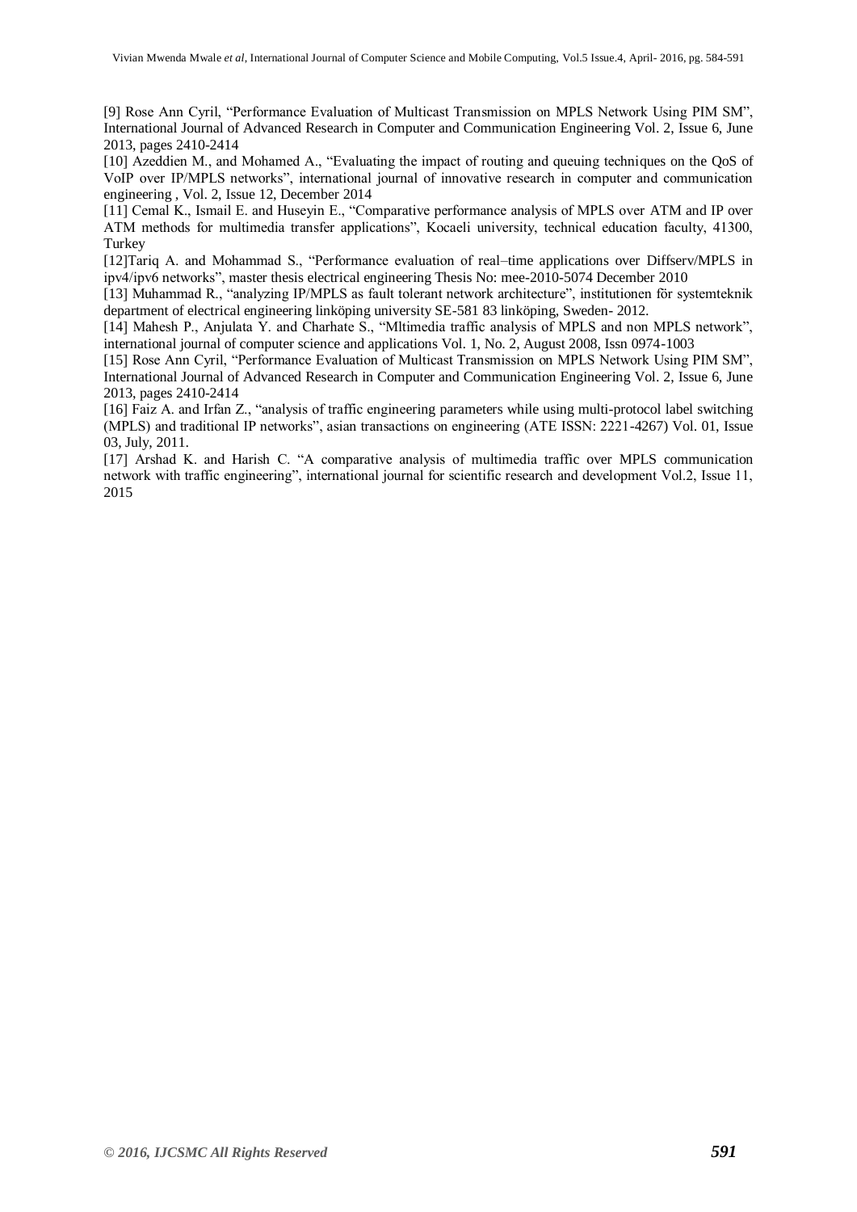[9] Rose Ann Cyril, "Performance Evaluation of Multicast Transmission on MPLS Network Using PIM SM", International Journal of Advanced Research in Computer and Communication Engineering Vol. 2, Issue 6, June 2013, pages 2410-2414

[10] Azeddien M., and Mohamed A., "Evaluating the impact of routing and queuing techniques on the QoS of VoIP over IP/MPLS networks", international journal of innovative research in computer and communication engineering , Vol. 2, Issue 12, December 2014

[11] Cemal K., Ismail E. and Huseyin E., "Comparative performance analysis of MPLS over ATM and IP over ATM methods for multimedia transfer applications", Kocaeli university, technical education faculty, 41300, Turkey

[12]Tariq A. and Mohammad S., "Performance evaluation of real–time applications over Diffserv/MPLS in ipv4/ipv6 networks", master thesis electrical engineering Thesis No: mee-2010-5074 December 2010

[13] Muhammad R., "analyzing IP/MPLS as fault tolerant network architecture", institutionen för systemteknik department of electrical engineering linköping university SE-581 83 linköping, Sweden- 2012.

[14] Mahesh P., Anjulata Y. and Charhate S., "Mltimedia traffic analysis of MPLS and non MPLS network", international journal of computer science and applications Vol. 1, No. 2, August 2008, Issn 0974-1003

[15] Rose Ann Cyril, "Performance Evaluation of Multicast Transmission on MPLS Network Using PIM SM", International Journal of Advanced Research in Computer and Communication Engineering Vol. 2, Issue 6, June 2013, pages 2410-2414

[16] Faiz A. and Irfan Z., "analysis of traffic engineering parameters while using multi-protocol label switching (MPLS) and traditional IP networks", asian transactions on engineering (ATE ISSN: 2221-4267) Vol. 01, Issue 03, July, 2011.

[17] Arshad K. and Harish C. "A comparative analysis of multimedia traffic over MPLS communication network with traffic engineering", international journal for scientific research and development Vol.2, Issue 11, 2015